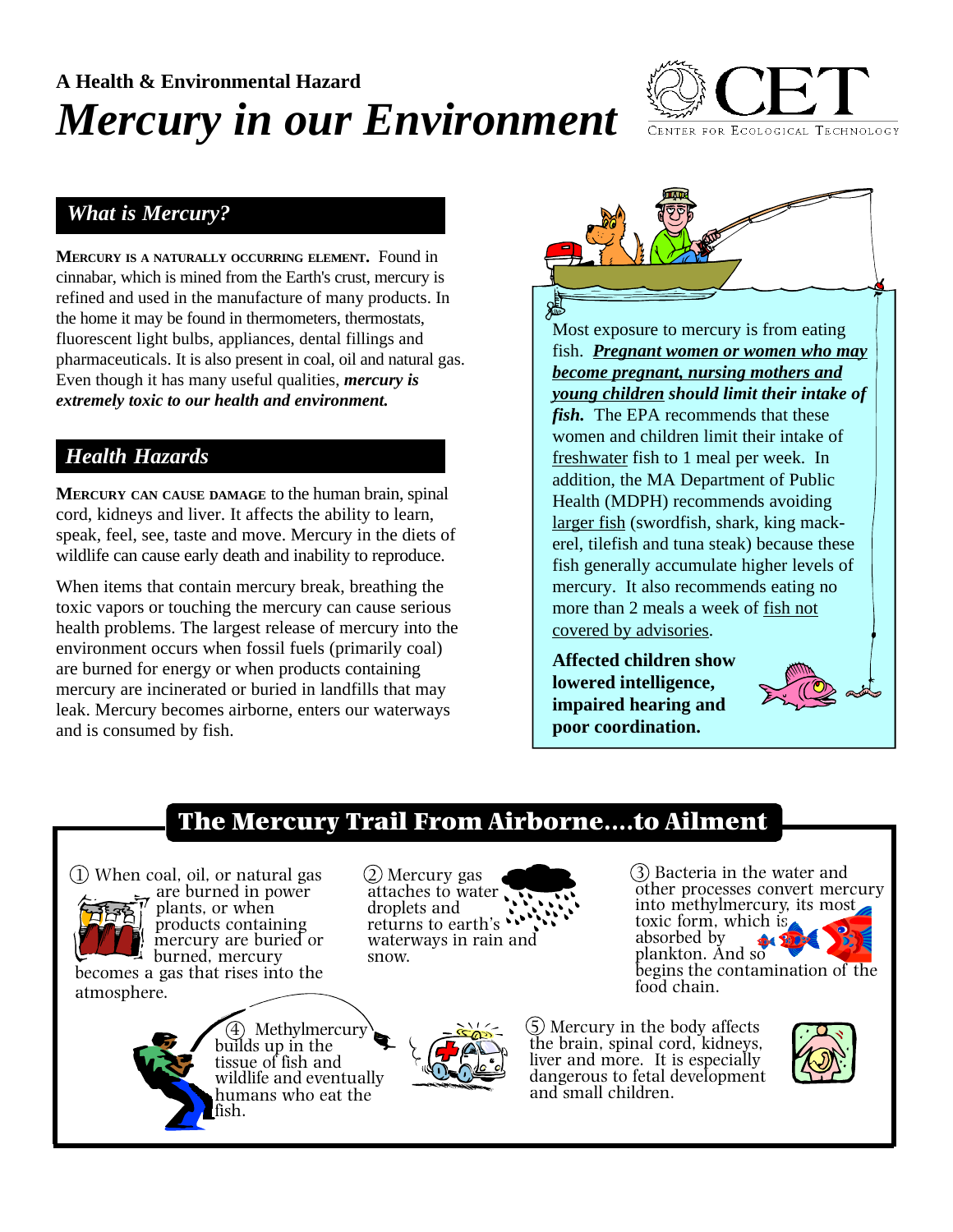A Health & Environmental Hazard

# *Mercury in our Environment*

CET
CENTER FOR ECOLOGICAL TECHNOLOGY

## *What is Mercury?*

**MERCURY IS A NATURALLY OCCURRING ELEMENT.** Found in cinnabar, which is mined from the Earth's crust, mercury is refined and used in the manufacture of many products. In the home it may be found in thermometers, thermostats, fluorescent light bulbs, appliances, dental fillings and pharmaceuticals. It is also present in coal, oil and natural gas. Even though it has many useful qualities, ***mercury is extremely toxic to our health and environment.***

## *Health Hazards*

**MERCURY CAN CAUSE DAMAGE** to the human brain, spinal cord, kidneys and liver. It affects the ability to learn, speak, feel, see, taste and move. Mercury in the diets of wildlife can cause early death and inability to reproduce.

When items that contain mercury break, breathing the toxic vapors or touching the mercury can cause serious health problems. The largest release of mercury into the environment occurs when fossil fuels (primarily coal) are burned for energy or when products containing mercury are incinerated or buried in landfills that may leak. Mercury becomes airborne, enters our waterways and is consumed by fish.

Most exposure to mercury is from eating fish. ***Pregnant women or women who may become pregnant, nursing mothers and young children should limit their intake of fish.*** The EPA recommends that these women and children limit their intake of freshwater fish to 1 meal per week. In addition, the MA Department of Public Health (MDPH) recommends avoiding larger fish (swordfish, shark, king mackerel, tilefish and tuna steak) because these fish generally accumulate higher levels of mercury. It also recommends eating no more than 2 meals a week of fish not covered by advisories.

**Affected children show lowered intelligence, impaired hearing and poor coordination.**

## The Mercury Trail From Airborne....to Ailment

① When coal, oil, or natural gas are burned in power plants, or when products containing mercury are buried or burned, mercury becomes a gas that rises into the atmosphere.

② Mercury gas attaches to water droplets and returns to earth's waterways in rain and snow.

③ Bacteria in the water and other processes convert mercury into methylmercury, its most toxic form, which is absorbed by plankton. And so begins the contamination of the food chain.

④ Methylmercury builds up in the tissue of fish and wildlife and eventually humans who eat the fish.

⑤ Mercury in the body affects the brain, spinal cord, kidneys, liver and more. It is especially dangerous to fetal development and small children.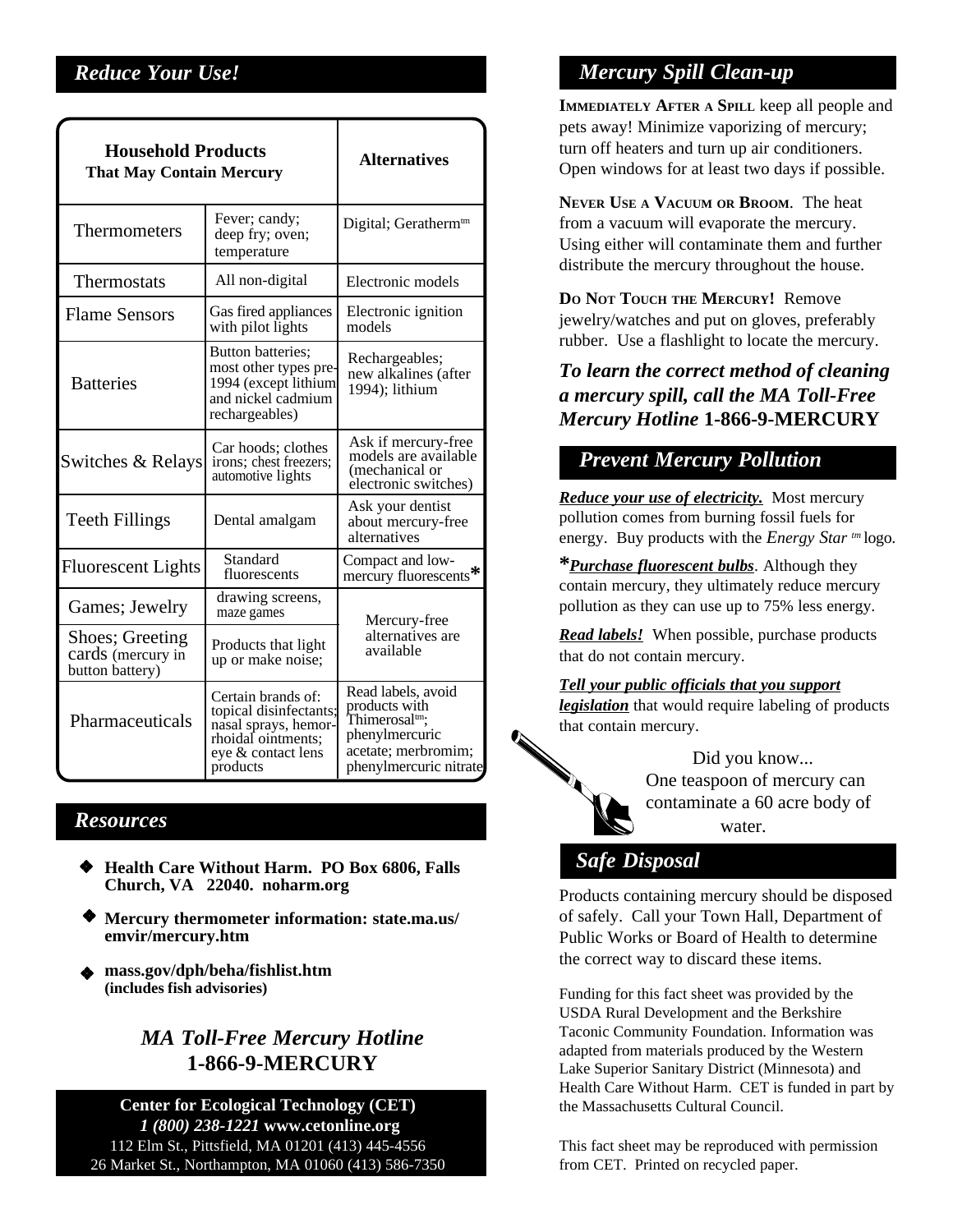## *Reduce Your Use!*

| **Household Products That May Contain Mercury** | | **Alternatives** |
|---|---|---|
| Thermometers | Fever; candy; deep fry; oven; temperature | Digital; Geratherm™ |
| Thermostats | All non-digital | Electronic models |
| Flame Sensors | Gas fired appliances with pilot lights | Electronic ignition models |
| Batteries | Button batteries; most other types pre-1994 (except lithium and nickel cadmium rechargeables) | Rechargeables; new alkalines (after 1994); lithium |
| Switches & Relays | Car hoods; clothes irons; chest freezers; automotive lights | Ask if mercury-free models are available (mechanical or electronic switches) |
| Teeth Fillings | Dental amalgam | Ask your dentist about mercury-free alternatives |
| Fluorescent Lights | Standard fluorescents | Compact and low-mercury fluorescents* |
| Games; Jewelry | drawing screens, maze games | Mercury-free alternatives are available |
| Shoes; Greeting cards (mercury in button battery) | Products that light up or make noise; | Mercury-free alternatives are available |
| Pharmaceuticals | Certain brands of: topical disinfectants; nasal sprays, hemorrhoidal ointments; eye & contact lens products | Read labels, avoid products with Thimerosal™; phenylmercuric acetate; merbromim; phenylmercuric nitrate |

## *Resources*

- **Health Care Without Harm. PO Box 6806, Falls Church, VA 22040. noharm.org**
- **Mercury thermometer information: state.ma.us/emvir/mercury.htm**
- **mass.gov/dph/beha/fishlist.htm (includes fish advisories)**

***MA Toll-Free Mercury Hotline***
**1-866-9-MERCURY**

**Center for Ecological Technology (CET)**
***1 (800) 238-1221*** **www.cetonline.org**
112 Elm St., Pittsfield, MA 01201 (413) 445-4556
26 Market St., Northampton, MA 01060 (413) 586-7350

## *Mercury Spill Clean-up*

**Immediately After a Spill** keep all people and pets away! Minimize vaporizing of mercury; turn off heaters and turn up air conditioners. Open windows for at least two days if possible.

**Never Use a Vacuum or Broom.** The heat from a vacuum will evaporate the mercury. Using either will contaminate them and further distribute the mercury throughout the house.

**Do Not Touch the Mercury!** Remove jewelry/watches and put on gloves, preferably rubber. Use a flashlight to locate the mercury.

***To learn the correct method of cleaning a mercury spill, call the MA Toll-Free Mercury Hotline* 1-866-9-MERCURY**

## *Prevent Mercury Pollution*

***Reduce your use of electricity.*** Most mercury pollution comes from burning fossil fuels for energy. Buy products with the *Energy Star* ™ logo.

\****Purchase fluorescent bulbs***. Although they contain mercury, they ultimately reduce mercury pollution as they can use up to 75% less energy.

***Read labels!*** When possible, purchase products that do not contain mercury.

***Tell your public officials that you support legislation*** that would require labeling of products that contain mercury.

Did you know...
One teaspoon of mercury can contaminate a 60 acre body of water.

## *Safe Disposal*

Products containing mercury should be disposed of safely. Call your Town Hall, Department of Public Works or Board of Health to determine the correct way to discard these items.

Funding for this fact sheet was provided by the USDA Rural Development and the Berkshire Taconic Community Foundation. Information was adapted from materials produced by the Western Lake Superior Sanitary District (Minnesota) and Health Care Without Harm. CET is funded in part by the Massachusetts Cultural Council.

This fact sheet may be reproduced with permission from CET. Printed on recycled paper.